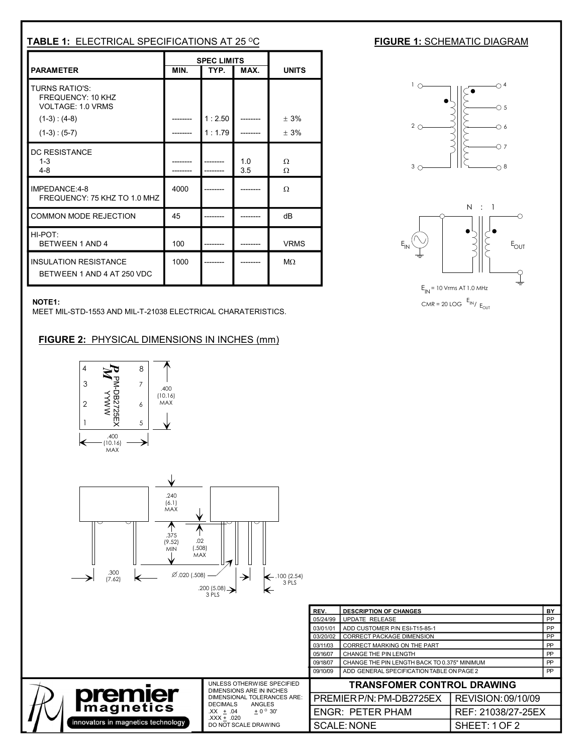## TABLE 1: ELECTRICAL SPECIFICATIONS AT 25 °C

| PARAMETER | SPEC LIMITS MIN. | TYP. | MAX. | UNITS |
|---|---|---|---|---|
| TURNS RATIO'S: FREQUENCY: 10 KHZ VOLTAGE: 1.0 VRMS | | | | |
| (1-3) : (4-8) | -------- | 1 : 2.50 | -------- | ± 3% |
| (1-3) : (5-7) | -------- | 1 : 1.79 | -------- | ± 3% |
| DC RESISTANCE | | | | |
| 1-3 | -------- | -------- | 1.0 | Ω |
| 4-8 | -------- | -------- | 3.5 | Ω |
| IMPEDANCE:4-8 FREQUENCY: 75 KHZ TO 1.0 MHZ | 4000 | -------- | -------- | Ω |
| COMMON MODE REJECTION | 45 | -------- | -------- | dB |
| HI-POT: BETWEEN 1 AND 4 | 100 | -------- | -------- | VRMS |
| INSULATION RESISTANCE BETWEEN 1 AND 4 AT 250 VDC | 1000 | -------- | -------- | MΩ |

**NOTE1:**
MEET MIL-STD-1553 AND MIL-T-21038 ELECTRICAL CHARATERISTICS.

## FIGURE 1: SCHEMATIC DIAGRAM

N : 1

$E_{IN}$ = 10 Vrms AT 1.0 MHz

CMR = 20 LOG $E_{IN}$ / $E_{OUT}$

## FIGURE 2: PHYSICAL DIMENSIONS IN INCHES (mm)

PM-DB2725EX YYWW

.400 (10.16) MAX

.400 (10.16) MAX

.240 (6.1) MAX

.375 (9.52) MIN

.02 (.508) MAX

.300 (7.62)

Ø .020 (.508)

.200 (5.08) 3 PLS

.100 (2.54) 3 PLS

| REV. | DESCRIPTION OF CHANGES | BY |
|---|---|---|
| 05/24/99 | UPDATE RELEASE | PP |
| 03/01/01 | ADD CUSTOMER P/N ESI-T15-85-1 | PP |
| 03/20/02 | CORRECT PACKAGE DIMENSION | PP |
| 03/11/03 | CORRECT MARKING ON THE PART | PP |
| 05/16/07 | CHANGE THE PIN LENGTH | PP |
| 09/18/07 | CHANGE THE PIN LENGTH BACK TO 0.375" MINIMUM | PP |
| 09/10/09 | ADD GENERAL SPECIFICATION TABLE ON PAGE 2 | PP |

premier magnetics — innovators in magnetics technology

UNLESS OTHERWISE SPECIFIED DIMENSIONS ARE IN INCHES DIMENSIONAL TOLERANCES ARE:
DECIMALS .XX ± .04 .XXX ± .020 ANGLES ± 0° 30'
DO NOT SCALE DRAWING

| TRANSFOMER CONTROL DRAWING | |
|---|---|
| PREMIER P/N: PM-DB2725EX | REVISION: 09/10/09 |
| ENGR: PETER PHAM | REF: 21038/27-25EX |
| SCALE: NONE | SHEET: 1 OF 2 |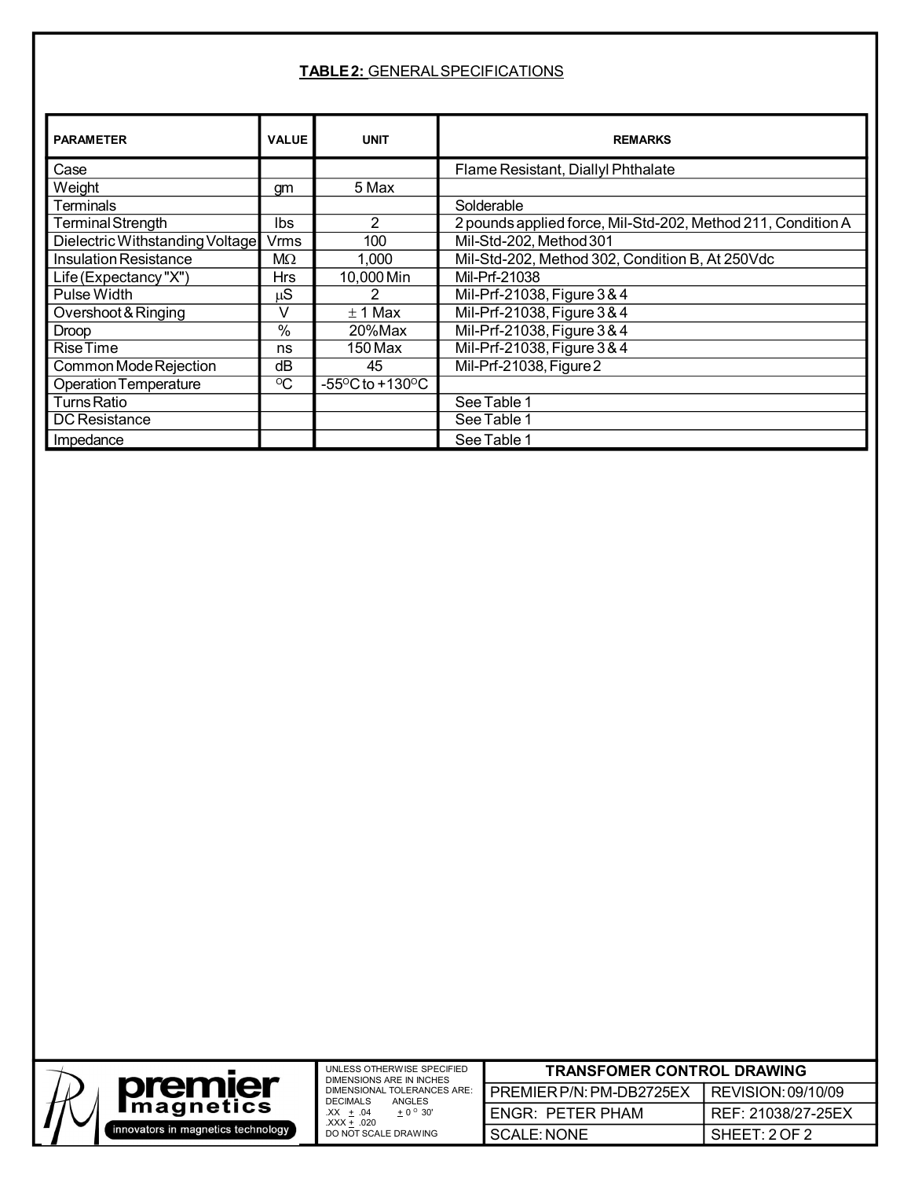**TABLE 2:** GENERAL SPECIFICATIONS

| PARAMETER | VALUE | UNIT | REMARKS |
|---|---|---|---|
| Case | | | Flame Resistant, Diallyl Phthalate |
| Weight | gm | 5 Max | |
| Terminals | | | Solderable |
| Terminal Strength | lbs | 2 | 2 pounds applied force, Mil-Std-202, Method 211, Condition A |
| Dielectric Withstanding Voltage | Vrms | 100 | Mil-Std-202, Method 301 |
| Insulation Resistance | MΩ | 1,000 | Mil-Std-202, Method 302, Condition B, At 250Vdc |
| Life (Expectancy "X") | Hrs | 10,000 Min | Mil-Prf-21038 |
| Pulse Width | μS | 2 | Mil-Prf-21038, Figure 3 & 4 |
| Overshoot & Ringing | V | ± 1 Max | Mil-Prf-21038, Figure 3 & 4 |
| Droop | % | 20% Max | Mil-Prf-21038, Figure 3 & 4 |
| Rise Time | ns | 150 Max | Mil-Prf-21038, Figure 3 & 4 |
| Common Mode Rejection | dB | 45 | Mil-Prf-21038, Figure 2 |
| Operation Temperature | °C | -55°C to +130°C | |
| Turns Ratio | | | See Table 1 |
| DC Resistance | | | See Table 1 |
| Impedance | | | See Table 1 |

premier magnetics
innovators in magnetics technology

UNLESS OTHERWISE SPECIFIED
DIMENSIONS ARE IN INCHES
DIMENSIONAL TOLERANCES ARE:
DECIMALS ANGLES
.XX ± .04 ± 0° 30'
.XXX ± .020
DO NOT SCALE DRAWING

| TRANSFOMER CONTROL DRAWING | |
|---|---|
| PREMIER P/N: PM-DB2725EX | REVISION: 09/10/09 |
| ENGR: PETER PHAM | REF: 21038/27-25EX |
| SCALE: NONE | SHEET: 2 OF 2 |